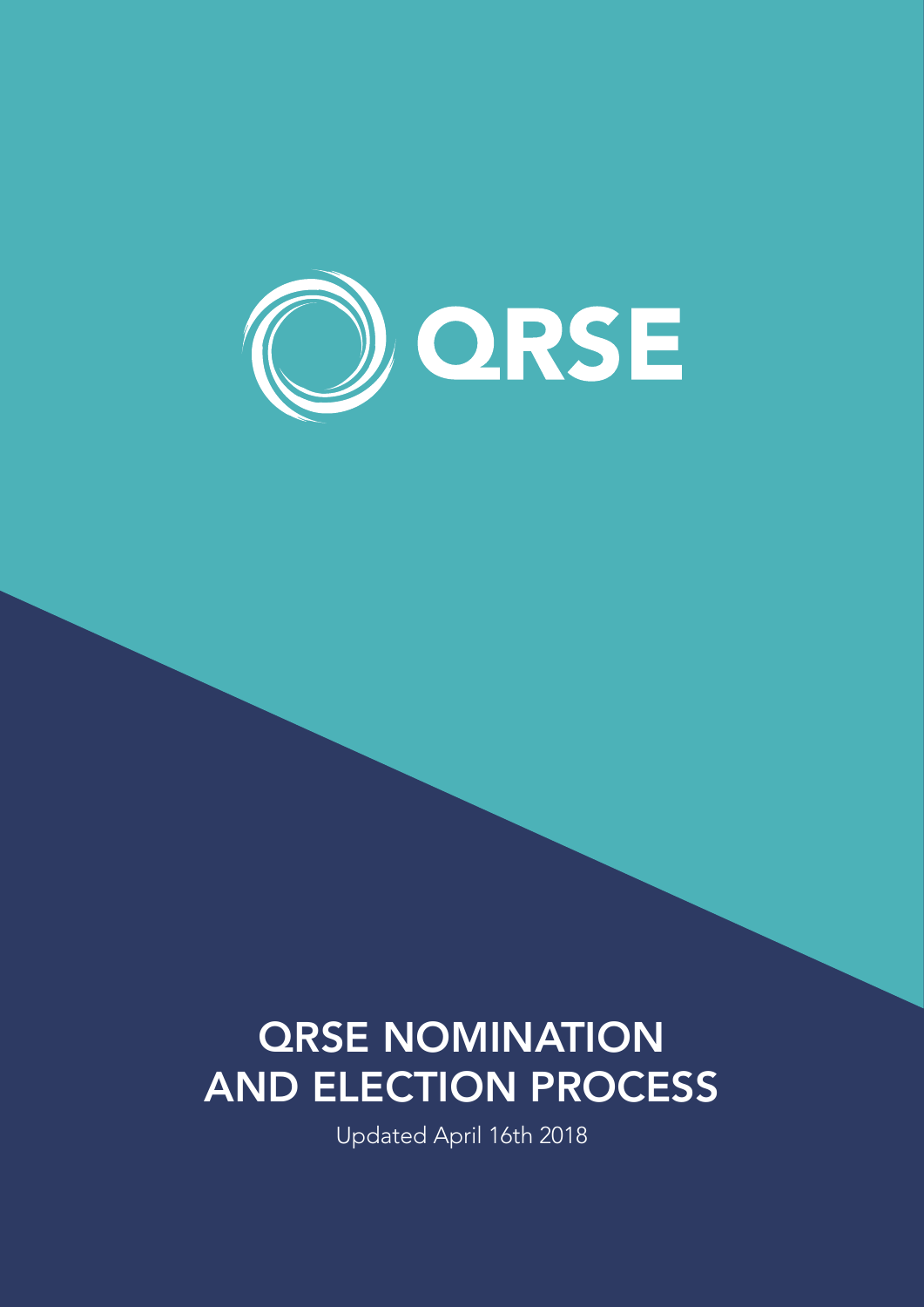QRSE

# QRSE NOMINATION AND ELECTION PROCESS

Updated April 16th 2018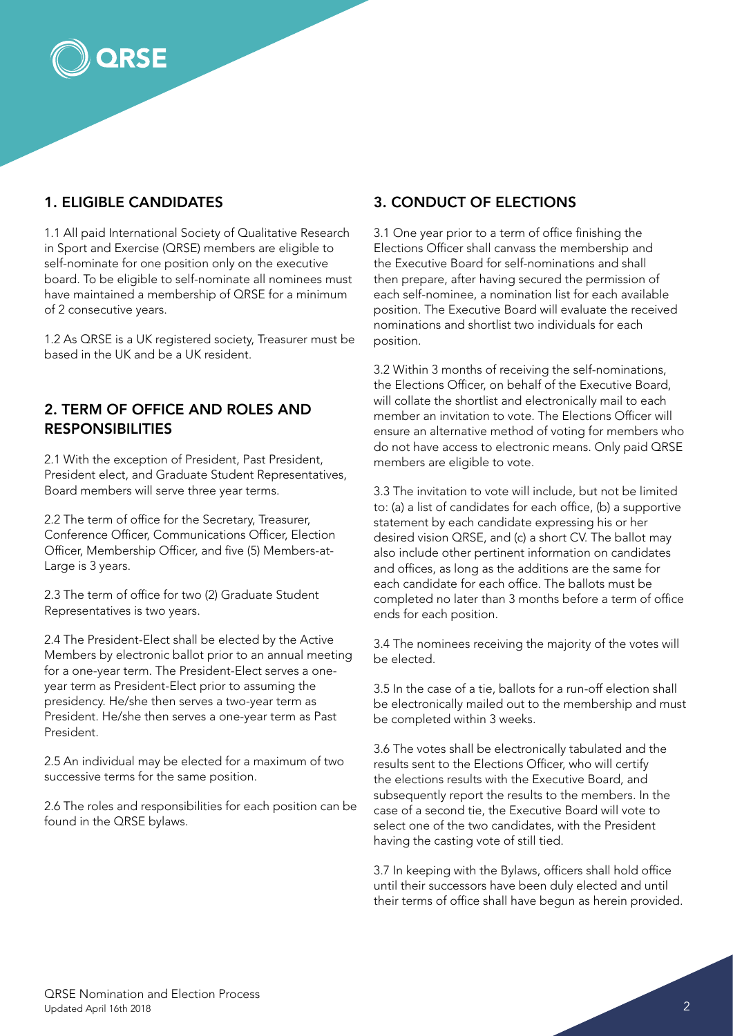## 1. ELIGIBLE CANDIDATES

1.1 All paid International Society of Qualitative Research in Sport and Exercise (QRSE) members are eligible to self-nominate for one position only on the executive board. To be eligible to self-nominate all nominees must have maintained a membership of QRSE for a minimum of 2 consecutive years.

1.2 As QRSE is a UK registered society, Treasurer must be based in the UK and be a UK resident.

## 2. TERM OF OFFICE AND ROLES AND RESPONSIBILITIES

2.1 With the exception of President, Past President, President elect, and Graduate Student Representatives, Board members will serve three year terms.

2.2 The term of office for the Secretary, Treasurer, Conference Officer, Communications Officer, Election Officer, Membership Officer, and five (5) Members-at-Large is 3 years.

2.3 The term of office for two (2) Graduate Student Representatives is two years.

2.4 The President-Elect shall be elected by the Active Members by electronic ballot prior to an annual meeting for a one-year term. The President-Elect serves a one-year term as President-Elect prior to assuming the presidency. He/she then serves a two-year term as President. He/she then serves a one-year term as Past President.

2.5 An individual may be elected for a maximum of two successive terms for the same position.

2.6 The roles and responsibilities for each position can be found in the QRSE bylaws.

## 3. CONDUCT OF ELECTIONS

3.1 One year prior to a term of office finishing the Elections Officer shall canvass the membership and the Executive Board for self-nominations and shall then prepare, after having secured the permission of each self-nominee, a nomination list for each available position. The Executive Board will evaluate the received nominations and shortlist two individuals for each position.

3.2 Within 3 months of receiving the self-nominations, the Elections Officer, on behalf of the Executive Board, will collate the shortlist and electronically mail to each member an invitation to vote. The Elections Officer will ensure an alternative method of voting for members who do not have access to electronic means. Only paid QRSE members are eligible to vote.

3.3 The invitation to vote will include, but not be limited to: (a) a list of candidates for each office, (b) a supportive statement by each candidate expressing his or her desired vision QRSE, and (c) a short CV. The ballot may also include other pertinent information on candidates and offices, as long as the additions are the same for each candidate for each office. The ballots must be completed no later than 3 months before a term of office ends for each position.

3.4 The nominees receiving the majority of the votes will be elected.

3.5 In the case of a tie, ballots for a run-off election shall be electronically mailed out to the membership and must be completed within 3 weeks.

3.6 The votes shall be electronically tabulated and the results sent to the Elections Officer, who will certify the elections results with the Executive Board, and subsequently report the results to the members. In the case of a second tie, the Executive Board will vote to select one of the two candidates, with the President having the casting vote of still tied.

3.7 In keeping with the Bylaws, officers shall hold office until their successors have been duly elected and until their terms of office shall have begun as herein provided.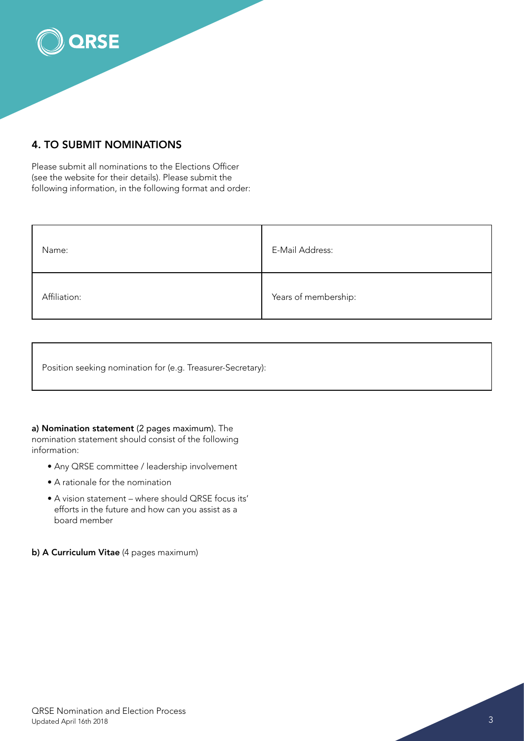## 4. TO SUBMIT NOMINATIONS

Please submit all nominations to the Elections Officer (see the website for their details). Please submit the following information, in the following format and order:

| | |
|---|---|
| Name: | E-Mail Address: |
| Affiliation: | Years of membership: |

| |
|---|
| Position seeking nomination for (e.g. Treasurer-Secretary): |

**a) Nomination statement** (2 pages maximum). The nomination statement should consist of the following information:

- Any QRSE committee / leadership involvement
- A rationale for the nomination
- A vision statement – where should QRSE focus its' efforts in the future and how can you assist as a board member

**b) A Curriculum Vitae** (4 pages maximum)